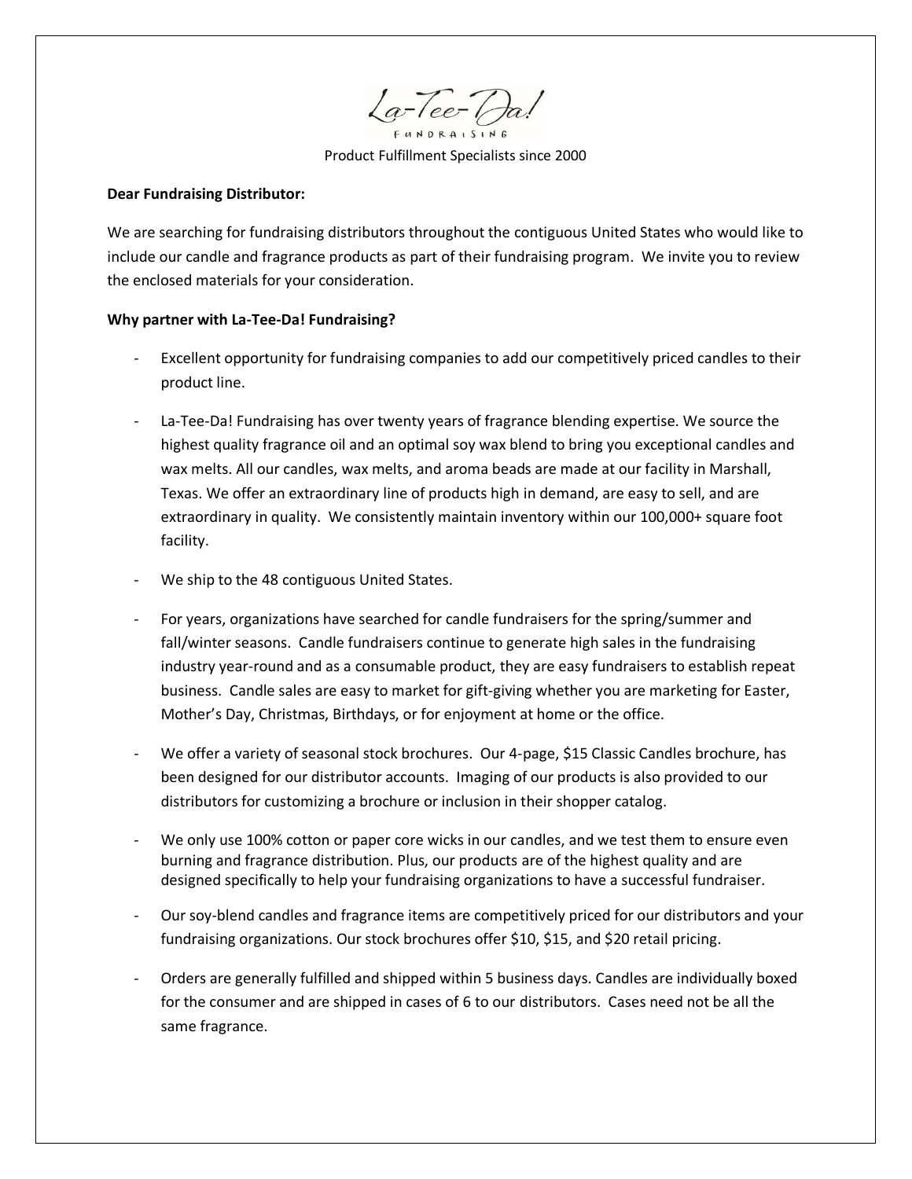La-Tee-Da!

FUNDRAISING

Product Fulfillment Specialists since 2000

**Dear Fundraising Distributor:**

We are searching for fundraising distributors throughout the contiguous United States who would like to include our candle and fragrance products as part of their fundraising program. We invite you to review the enclosed materials for your consideration.

**Why partner with La-Tee-Da! Fundraising?**

- Excellent opportunity for fundraising companies to add our competitively priced candles to their product line.
- La-Tee-Da! Fundraising has over twenty years of fragrance blending expertise. We source the highest quality fragrance oil and an optimal soy wax blend to bring you exceptional candles and wax melts. All our candles, wax melts, and aroma beads are made at our facility in Marshall, Texas. We offer an extraordinary line of products high in demand, are easy to sell, and are extraordinary in quality. We consistently maintain inventory within our 100,000+ square foot facility.
- We ship to the 48 contiguous United States.
- For years, organizations have searched for candle fundraisers for the spring/summer and fall/winter seasons. Candle fundraisers continue to generate high sales in the fundraising industry year-round and as a consumable product, they are easy fundraisers to establish repeat business. Candle sales are easy to market for gift-giving whether you are marketing for Easter, Mother's Day, Christmas, Birthdays, or for enjoyment at home or the office.
- We offer a variety of seasonal stock brochures. Our 4-page, $15 Classic Candles brochure, has been designed for our distributor accounts. Imaging of our products is also provided to our distributors for customizing a brochure or inclusion in their shopper catalog.
- We only use 100% cotton or paper core wicks in our candles, and we test them to ensure even burning and fragrance distribution. Plus, our products are of the highest quality and are designed specifically to help your fundraising organizations to have a successful fundraiser.
- Our soy-blend candles and fragrance items are competitively priced for our distributors and your fundraising organizations. Our stock brochures offer $10, $15, and $20 retail pricing.
- Orders are generally fulfilled and shipped within 5 business days. Candles are individually boxed for the consumer and are shipped in cases of 6 to our distributors. Cases need not be all the same fragrance.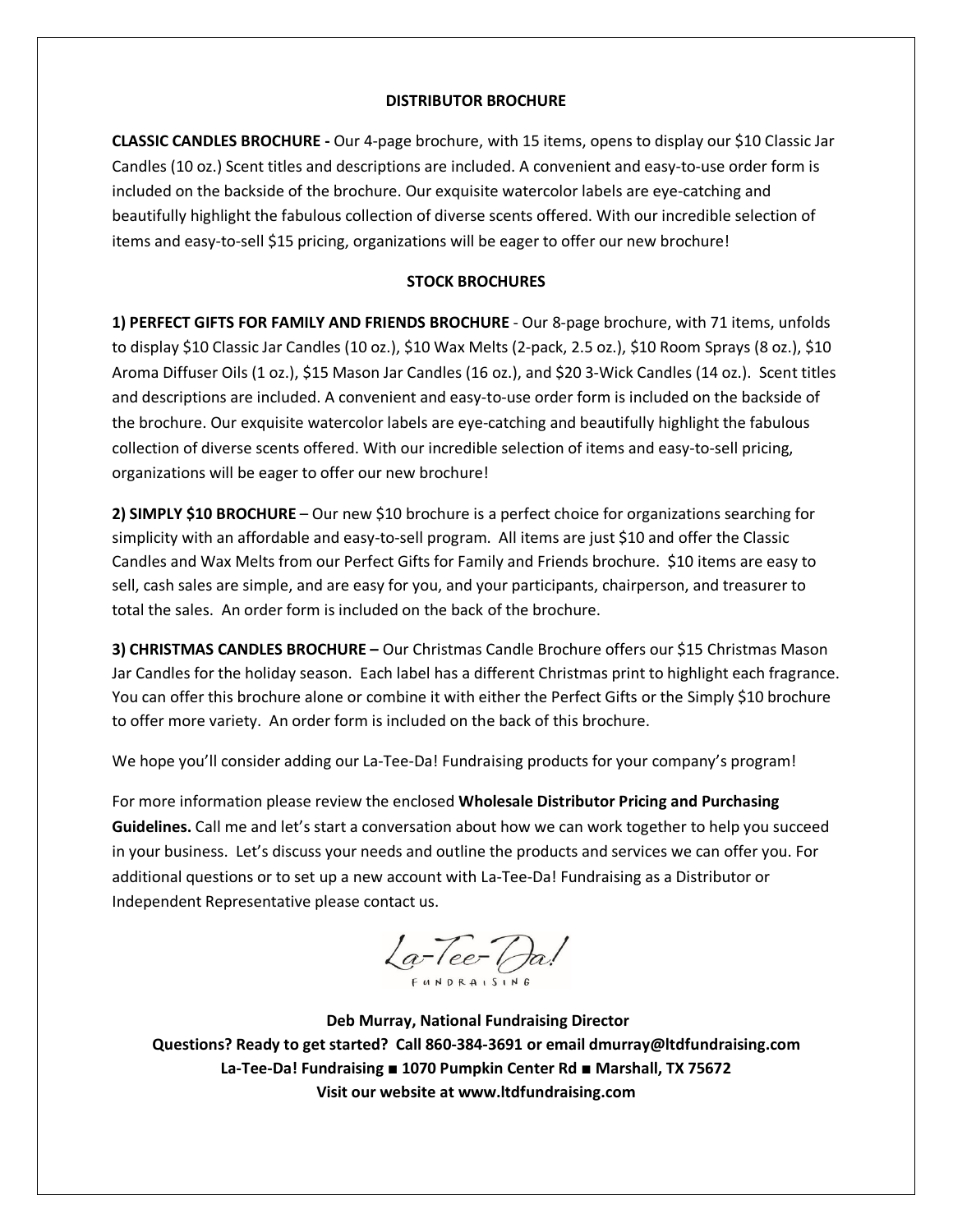## DISTRIBUTOR BROCHURE

**CLASSIC CANDLES BROCHURE -** Our 4-page brochure, with 15 items, opens to display our $10 Classic Jar Candles (10 oz.) Scent titles and descriptions are included. A convenient and easy-to-use order form is included on the backside of the brochure. Our exquisite watercolor labels are eye-catching and beautifully highlight the fabulous collection of diverse scents offered. With our incredible selection of items and easy-to-sell $15 pricing, organizations will be eager to offer our new brochure!

## STOCK BROCHURES

**1) PERFECT GIFTS FOR FAMILY AND FRIENDS BROCHURE** - Our 8-page brochure, with 71 items, unfolds to display $10 Classic Jar Candles (10 oz.), $10 Wax Melts (2-pack, 2.5 oz.), $10 Room Sprays (8 oz.), $10 Aroma Diffuser Oils (1 oz.), $15 Mason Jar Candles (16 oz.), and $20 3-Wick Candles (14 oz.). Scent titles and descriptions are included. A convenient and easy-to-use order form is included on the backside of the brochure. Our exquisite watercolor labels are eye-catching and beautifully highlight the fabulous collection of diverse scents offered. With our incredible selection of items and easy-to-sell pricing, organizations will be eager to offer our new brochure!

**2) SIMPLY $10 BROCHURE** – Our new $10 brochure is a perfect choice for organizations searching for simplicity with an affordable and easy-to-sell program. All items are just $10 and offer the Classic Candles and Wax Melts from our Perfect Gifts for Family and Friends brochure. $10 items are easy to sell, cash sales are simple, and are easy for you, and your participants, chairperson, and treasurer to total the sales. An order form is included on the back of the brochure.

**3) CHRISTMAS CANDLES BROCHURE –** Our Christmas Candle Brochure offers our $15 Christmas Mason Jar Candles for the holiday season. Each label has a different Christmas print to highlight each fragrance. You can offer this brochure alone or combine it with either the Perfect Gifts or the Simply $10 brochure to offer more variety. An order form is included on the back of this brochure.

We hope you'll consider adding our La-Tee-Da! Fundraising products for your company's program!

For more information please review the enclosed **Wholesale Distributor Pricing and Purchasing Guidelines.** Call me and let's start a conversation about how we can work together to help you succeed in your business. Let's discuss your needs and outline the products and services we can offer you. For additional questions or to set up a new account with La-Tee-Da! Fundraising as a Distributor or Independent Representative please contact us.

La-Tee-Da! FUNDRAISING

**Deb Murray, National Fundraising Director**
**Questions? Ready to get started? Call 860-384-3691 or email dmurray@ltdfundraising.com**
**La-Tee-Da! Fundraising ■ 1070 Pumpkin Center Rd ■ Marshall, TX 75672**
**Visit our website at www.ltdfundraising.com**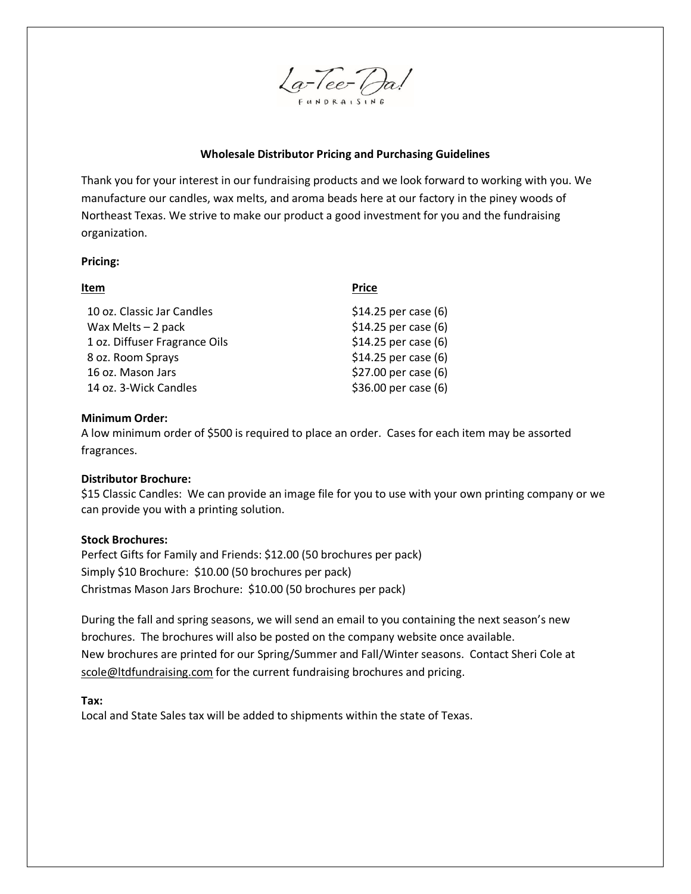La-Tee-Da! Fundraising

## Wholesale Distributor Pricing and Purchasing Guidelines

Thank you for your interest in our fundraising products and we look forward to working with you. We manufacture our candles, wax melts, and aroma beads here at our factory in the piney woods of Northeast Texas. We strive to make our product a good investment for you and the fundraising organization.

**Pricing:**

| Item | Price |
| --- | --- |
| 10 oz. Classic Jar Candles | $14.25 per case (6) |
| Wax Melts – 2 pack | $14.25 per case (6) |
| 1 oz. Diffuser Fragrance Oils | $14.25 per case (6) |
| 8 oz. Room Sprays | $14.25 per case (6) |
| 16 oz. Mason Jars | $27.00 per case (6) |
| 14 oz. 3-Wick Candles | $36.00 per case (6) |

**Minimum Order:**
A low minimum order of $500 is required to place an order. Cases for each item may be assorted fragrances.

**Distributor Brochure:**
$15 Classic Candles: We can provide an image file for you to use with your own printing company or we can provide you with a printing solution.

**Stock Brochures:**
Perfect Gifts for Family and Friends: $12.00 (50 brochures per pack)
Simply $10 Brochure: $10.00 (50 brochures per pack)
Christmas Mason Jars Brochure: $10.00 (50 brochures per pack)

During the fall and spring seasons, we will send an email to you containing the next season's new brochures. The brochures will also be posted on the company website once available.
New brochures are printed for our Spring/Summer and Fall/Winter seasons. Contact Sheri Cole at scole@ltdfundraising.com for the current fundraising brochures and pricing.

**Tax:**
Local and State Sales tax will be added to shipments within the state of Texas.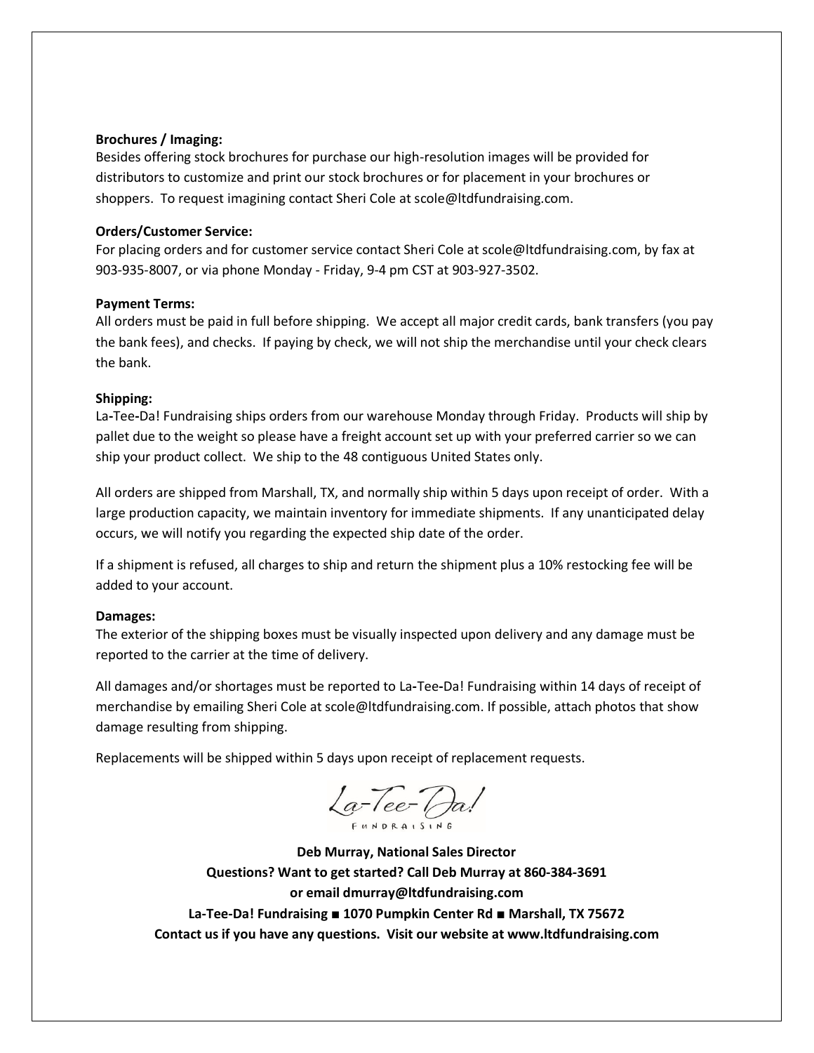**Brochures / Imaging:**
Besides offering stock brochures for purchase our high-resolution images will be provided for distributors to customize and print our stock brochures or for placement in your brochures or shoppers. To request imagining contact Sheri Cole at scole@ltdfundraising.com.

**Orders/Customer Service:**
For placing orders and for customer service contact Sheri Cole at scole@ltdfundraising.com, by fax at 903-935-8007, or via phone Monday - Friday, 9-4 pm CST at 903-927-3502.

**Payment Terms:**
All orders must be paid in full before shipping. We accept all major credit cards, bank transfers (you pay the bank fees), and checks. If paying by check, we will not ship the merchandise until your check clears the bank.

**Shipping:**
La-Tee-Da! Fundraising ships orders from our warehouse Monday through Friday. Products will ship by pallet due to the weight so please have a freight account set up with your preferred carrier so we can ship your product collect. We ship to the 48 contiguous United States only.

All orders are shipped from Marshall, TX, and normally ship within 5 days upon receipt of order. With a large production capacity, we maintain inventory for immediate shipments. If any unanticipated delay occurs, we will notify you regarding the expected ship date of the order.

If a shipment is refused, all charges to ship and return the shipment plus a 10% restocking fee will be added to your account.

**Damages:**
The exterior of the shipping boxes must be visually inspected upon delivery and any damage must be reported to the carrier at the time of delivery.

All damages and/or shortages must be reported to La-Tee-Da! Fundraising within 14 days of receipt of merchandise by emailing Sheri Cole at scole@ltdfundraising.com. If possible, attach photos that show damage resulting from shipping.

Replacements will be shipped within 5 days upon receipt of replacement requests.

La-Tee-Da!
FUNDRAISING

**Deb Murray, National Sales Director**
**Questions? Want to get started? Call Deb Murray at 860-384-3691**
**or email dmurray@ltdfundraising.com**
**La-Tee-Da! Fundraising ■ 1070 Pumpkin Center Rd ■ Marshall, TX 75672**
**Contact us if you have any questions. Visit our website at www.ltdfundraising.com**